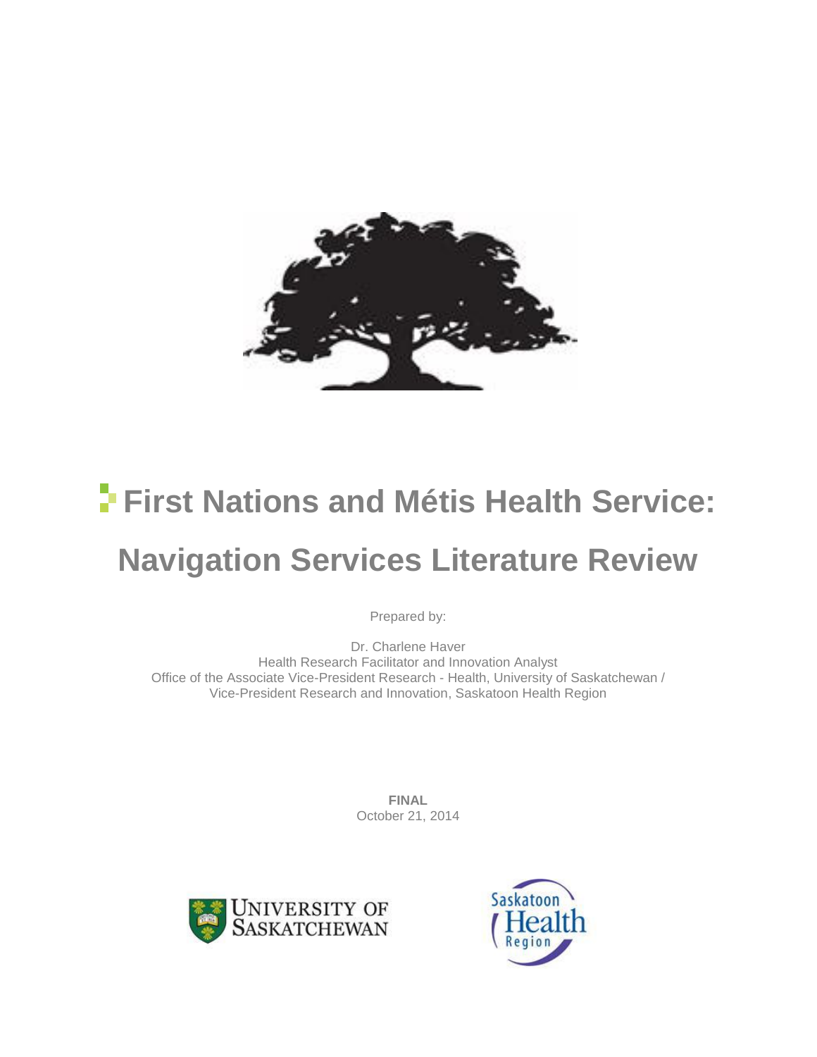# First Nations and Métis Health Service:

# Navigation Services Literature Review

Prepared by:

Dr. Charlene Haver
Health Research Facilitator and Innovation Analyst
Office of the Associate Vice-President Research - Health, University of Saskatchewan /
Vice-President Research and Innovation, Saskatoon Health Region

**FINAL**
October 21, 2014

UNIVERSITY OF SASKATCHEWAN

Saskatoon Health Region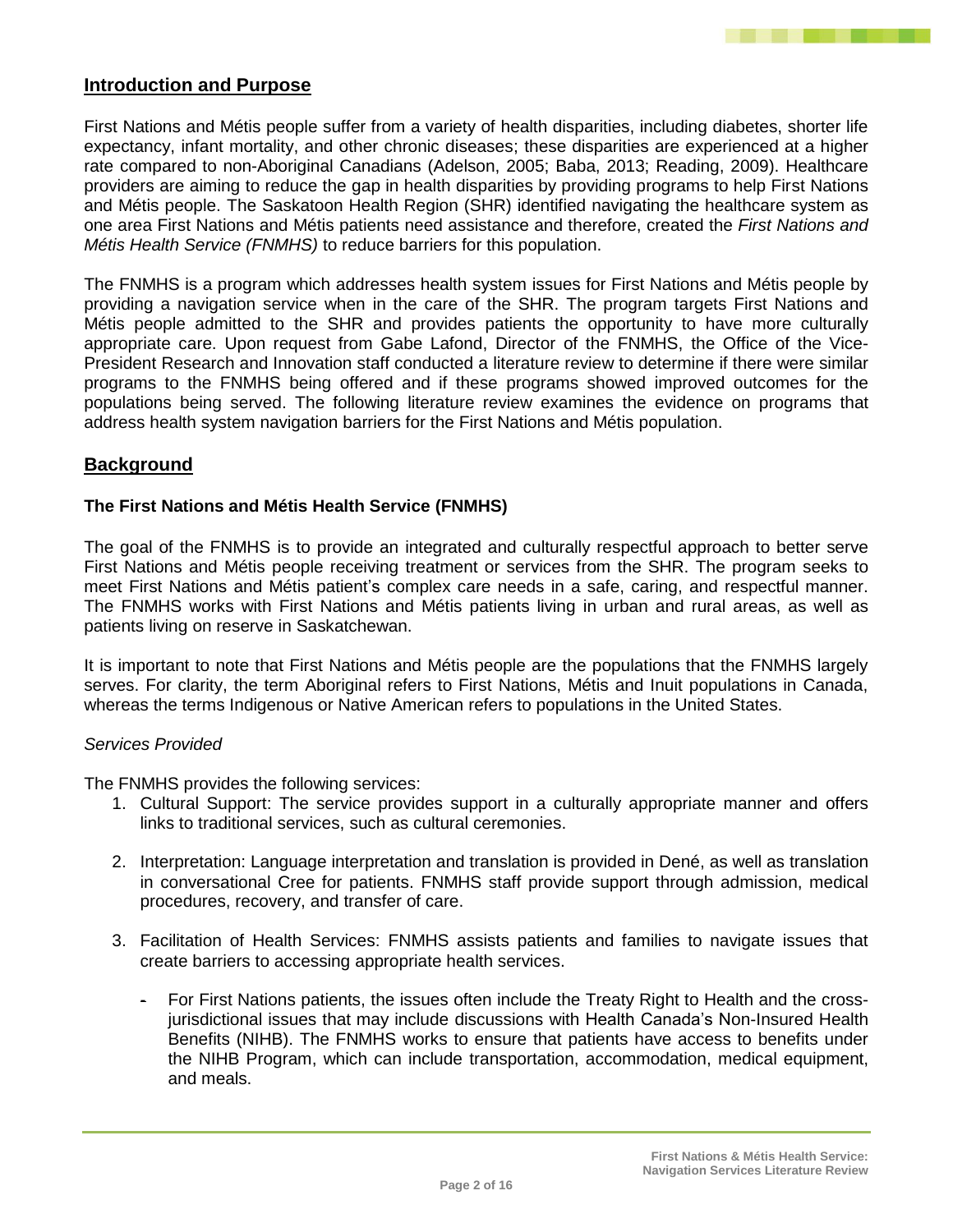## Introduction and Purpose

First Nations and Métis people suffer from a variety of health disparities, including diabetes, shorter life expectancy, infant mortality, and other chronic diseases; these disparities are experienced at a higher rate compared to non-Aboriginal Canadians (Adelson, 2005; Baba, 2013; Reading, 2009). Healthcare providers are aiming to reduce the gap in health disparities by providing programs to help First Nations and Métis people. The Saskatoon Health Region (SHR) identified navigating the healthcare system as one area First Nations and Métis patients need assistance and therefore, created the *First Nations and Métis Health Service (FNMHS)* to reduce barriers for this population.

The FNMHS is a program which addresses health system issues for First Nations and Métis people by providing a navigation service when in the care of the SHR. The program targets First Nations and Métis people admitted to the SHR and provides patients the opportunity to have more culturally appropriate care. Upon request from Gabe Lafond, Director of the FNMHS, the Office of the Vice-President Research and Innovation staff conducted a literature review to determine if there were similar programs to the FNMHS being offered and if these programs showed improved outcomes for the populations being served. The following literature review examines the evidence on programs that address health system navigation barriers for the First Nations and Métis population.

## Background

### The First Nations and Métis Health Service (FNMHS)

The goal of the FNMHS is to provide an integrated and culturally respectful approach to better serve First Nations and Métis people receiving treatment or services from the SHR. The program seeks to meet First Nations and Métis patient's complex care needs in a safe, caring, and respectful manner. The FNMHS works with First Nations and Métis patients living in urban and rural areas, as well as patients living on reserve in Saskatchewan.

It is important to note that First Nations and Métis people are the populations that the FNMHS largely serves. For clarity, the term Aboriginal refers to First Nations, Métis and Inuit populations in Canada, whereas the terms Indigenous or Native American refers to populations in the United States.

*Services Provided*

The FNMHS provides the following services:

1. Cultural Support: The service provides support in a culturally appropriate manner and offers links to traditional services, such as cultural ceremonies.
2. Interpretation: Language interpretation and translation is provided in Dené, as well as translation in conversational Cree for patients. FNMHS staff provide support through admission, medical procedures, recovery, and transfer of care.
3. Facilitation of Health Services: FNMHS assists patients and families to navigate issues that create barriers to accessing appropriate health services.
   - For First Nations patients, the issues often include the Treaty Right to Health and the cross-jurisdictional issues that may include discussions with Health Canada's Non-Insured Health Benefits (NIHB). The FNMHS works to ensure that patients have access to benefits under the NIHB Program, which can include transportation, accommodation, medical equipment, and meals.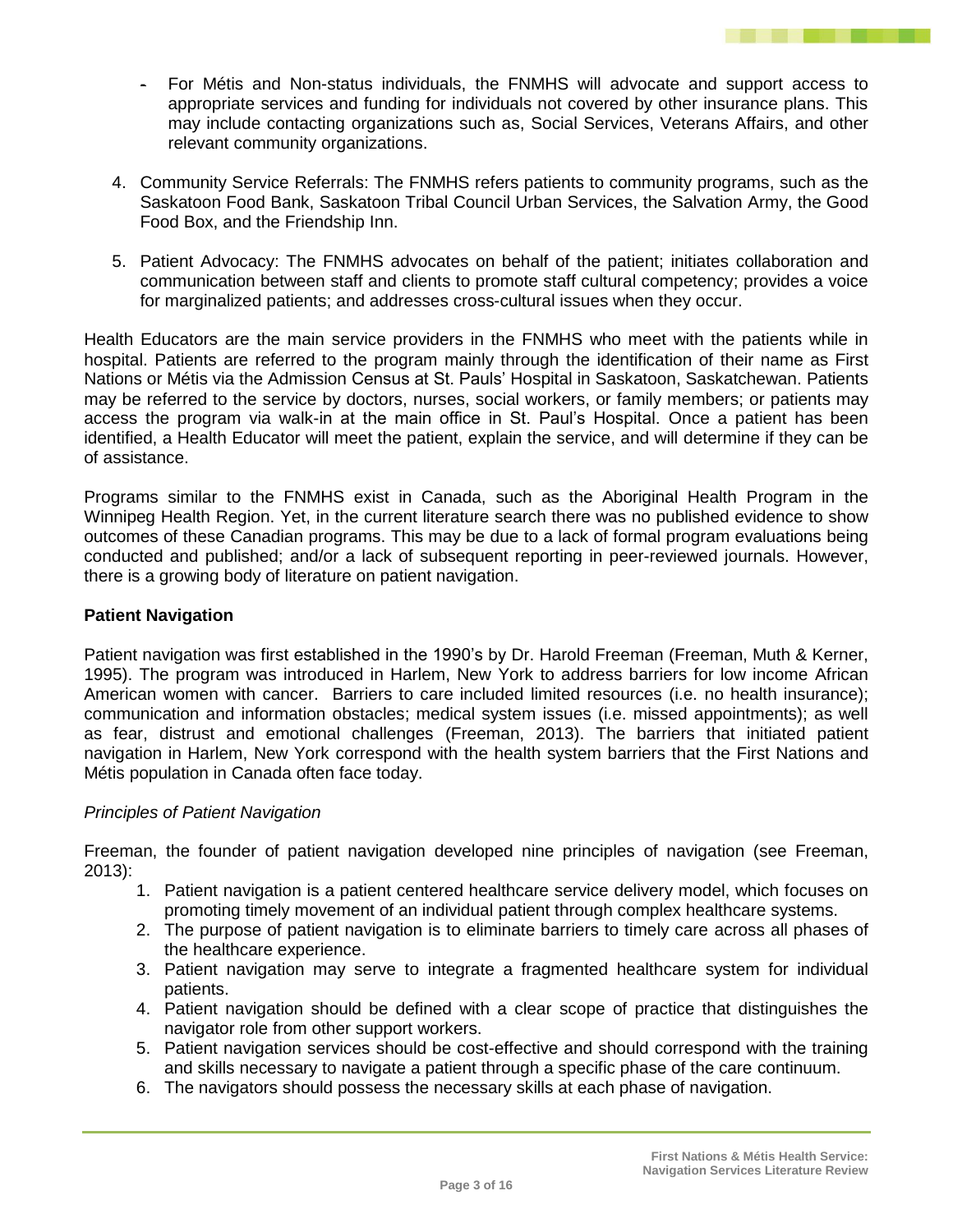- For Métis and Non-status individuals, the FNMHS will advocate and support access to appropriate services and funding for individuals not covered by other insurance plans. This may include contacting organizations such as, Social Services, Veterans Affairs, and other relevant community organizations.

4. Community Service Referrals: The FNMHS refers patients to community programs, such as the Saskatoon Food Bank, Saskatoon Tribal Council Urban Services, the Salvation Army, the Good Food Box, and the Friendship Inn.

5. Patient Advocacy: The FNMHS advocates on behalf of the patient; initiates collaboration and communication between staff and clients to promote staff cultural competency; provides a voice for marginalized patients; and addresses cross-cultural issues when they occur.

Health Educators are the main service providers in the FNMHS who meet with the patients while in hospital. Patients are referred to the program mainly through the identification of their name as First Nations or Métis via the Admission Census at St. Pauls' Hospital in Saskatoon, Saskatchewan. Patients may be referred to the service by doctors, nurses, social workers, or family members; or patients may access the program via walk-in at the main office in St. Paul's Hospital. Once a patient has been identified, a Health Educator will meet the patient, explain the service, and will determine if they can be of assistance.

Programs similar to the FNMHS exist in Canada, such as the Aboriginal Health Program in the Winnipeg Health Region. Yet, in the current literature search there was no published evidence to show outcomes of these Canadian programs. This may be due to a lack of formal program evaluations being conducted and published; and/or a lack of subsequent reporting in peer-reviewed journals. However, there is a growing body of literature on patient navigation.

## Patient Navigation

Patient navigation was first established in the 1990's by Dr. Harold Freeman (Freeman, Muth & Kerner, 1995). The program was introduced in Harlem, New York to address barriers for low income African American women with cancer. Barriers to care included limited resources (i.e. no health insurance); communication and information obstacles; medical system issues (i.e. missed appointments); as well as fear, distrust and emotional challenges (Freeman, 2013). The barriers that initiated patient navigation in Harlem, New York correspond with the health system barriers that the First Nations and Métis population in Canada often face today.

### *Principles of Patient Navigation*

Freeman, the founder of patient navigation developed nine principles of navigation (see Freeman, 2013):

1. Patient navigation is a patient centered healthcare service delivery model, which focuses on promoting timely movement of an individual patient through complex healthcare systems.
2. The purpose of patient navigation is to eliminate barriers to timely care across all phases of the healthcare experience.
3. Patient navigation may serve to integrate a fragmented healthcare system for individual patients.
4. Patient navigation should be defined with a clear scope of practice that distinguishes the navigator role from other support workers.
5. Patient navigation services should be cost-effective and should correspond with the training and skills necessary to navigate a patient through a specific phase of the care continuum.
6. The navigators should possess the necessary skills at each phase of navigation.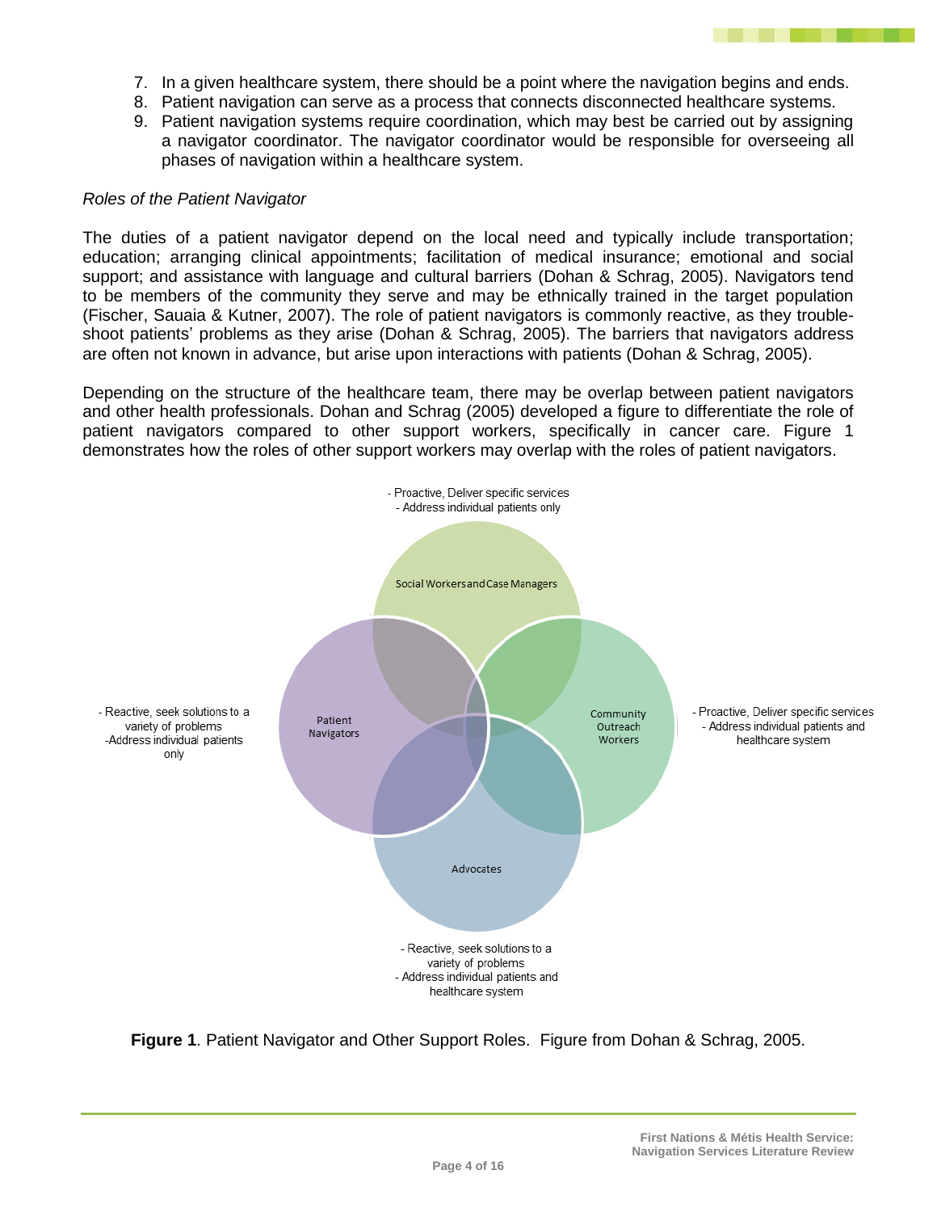7. In a given healthcare system, there should be a point where the navigation begins and ends.
8. Patient navigation can serve as a process that connects disconnected healthcare systems.
9. Patient navigation systems require coordination, which may best be carried out by assigning a navigator coordinator. The navigator coordinator would be responsible for overseeing all phases of navigation within a healthcare system.

*Roles of the Patient Navigator*

The duties of a patient navigator depend on the local need and typically include transportation; education; arranging clinical appointments; facilitation of medical insurance; emotional and social support; and assistance with language and cultural barriers (Dohan & Schrag, 2005). Navigators tend to be members of the community they serve and may be ethnically trained in the target population (Fischer, Sauaia & Kutner, 2007). The role of patient navigators is commonly reactive, as they trouble-shoot patients' problems as they arise (Dohan & Schrag, 2005). The barriers that navigators address are often not known in advance, but arise upon interactions with patients (Dohan & Schrag, 2005).

Depending on the structure of the healthcare team, there may be overlap between patient navigators and other health professionals. Dohan and Schrag (2005) developed a figure to differentiate the role of patient navigators compared to other support workers, specifically in cancer care. Figure 1 demonstrates how the roles of other support workers may overlap with the roles of patient navigators.

- Social Workers and Case Managers: - Proactive, Deliver specific services - Address individual patients only
- Patient Navigators: - Reactive, seek solutions to a variety of problems -Address individual patients only
- Community Outreach Workers: - Proactive, Deliver specific services - Address individual patients and healthcare system
- Advocates: - Reactive, seek solutions to a variety of problems - Address individual patients and healthcare system

**Figure 1**. Patient Navigator and Other Support Roles. Figure from Dohan & Schrag, 2005.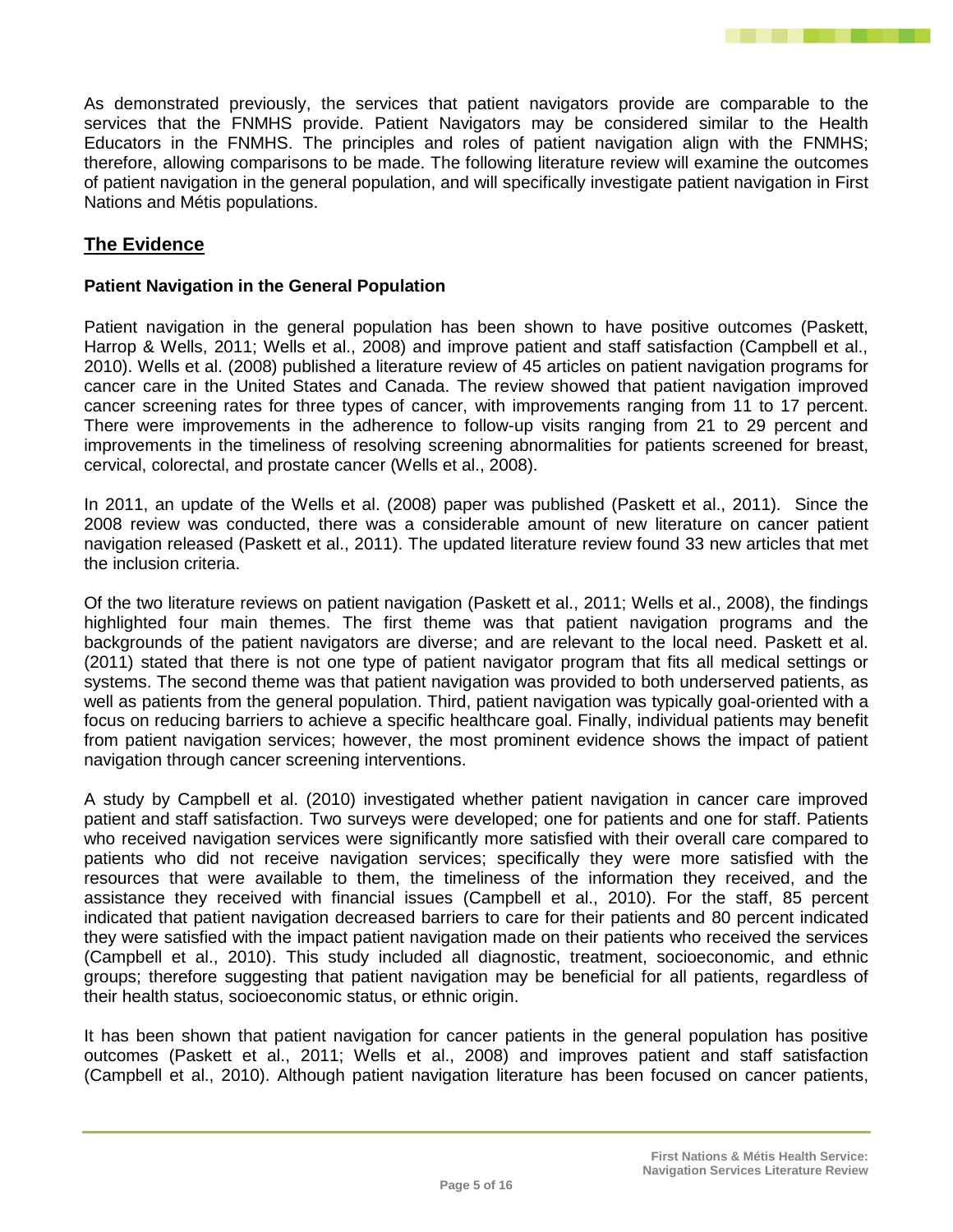As demonstrated previously, the services that patient navigators provide are comparable to the services that the FNMHS provide. Patient Navigators may be considered similar to the Health Educators in the FNMHS. The principles and roles of patient navigation align with the FNMHS; therefore, allowing comparisons to be made. The following literature review will examine the outcomes of patient navigation in the general population, and will specifically investigate patient navigation in First Nations and Métis populations.

## The Evidence

### Patient Navigation in the General Population

Patient navigation in the general population has been shown to have positive outcomes (Paskett, Harrop & Wells, 2011; Wells et al., 2008) and improve patient and staff satisfaction (Campbell et al., 2010). Wells et al. (2008) published a literature review of 45 articles on patient navigation programs for cancer care in the United States and Canada. The review showed that patient navigation improved cancer screening rates for three types of cancer, with improvements ranging from 11 to 17 percent. There were improvements in the adherence to follow-up visits ranging from 21 to 29 percent and improvements in the timeliness of resolving screening abnormalities for patients screened for breast, cervical, colorectal, and prostate cancer (Wells et al., 2008).

In 2011, an update of the Wells et al. (2008) paper was published (Paskett et al., 2011). Since the 2008 review was conducted, there was a considerable amount of new literature on cancer patient navigation released (Paskett et al., 2011). The updated literature review found 33 new articles that met the inclusion criteria.

Of the two literature reviews on patient navigation (Paskett et al., 2011; Wells et al., 2008), the findings highlighted four main themes. The first theme was that patient navigation programs and the backgrounds of the patient navigators are diverse; and are relevant to the local need. Paskett et al. (2011) stated that there is not one type of patient navigator program that fits all medical settings or systems. The second theme was that patient navigation was provided to both underserved patients, as well as patients from the general population. Third, patient navigation was typically goal-oriented with a focus on reducing barriers to achieve a specific healthcare goal. Finally, individual patients may benefit from patient navigation services; however, the most prominent evidence shows the impact of patient navigation through cancer screening interventions.

A study by Campbell et al. (2010) investigated whether patient navigation in cancer care improved patient and staff satisfaction. Two surveys were developed; one for patients and one for staff. Patients who received navigation services were significantly more satisfied with their overall care compared to patients who did not receive navigation services; specifically they were more satisfied with the resources that were available to them, the timeliness of the information they received, and the assistance they received with financial issues (Campbell et al., 2010). For the staff, 85 percent indicated that patient navigation decreased barriers to care for their patients and 80 percent indicated they were satisfied with the impact patient navigation made on their patients who received the services (Campbell et al., 2010). This study included all diagnostic, treatment, socioeconomic, and ethnic groups; therefore suggesting that patient navigation may be beneficial for all patients, regardless of their health status, socioeconomic status, or ethnic origin.

It has been shown that patient navigation for cancer patients in the general population has positive outcomes (Paskett et al., 2011; Wells et al., 2008) and improves patient and staff satisfaction (Campbell et al., 2010). Although patient navigation literature has been focused on cancer patients,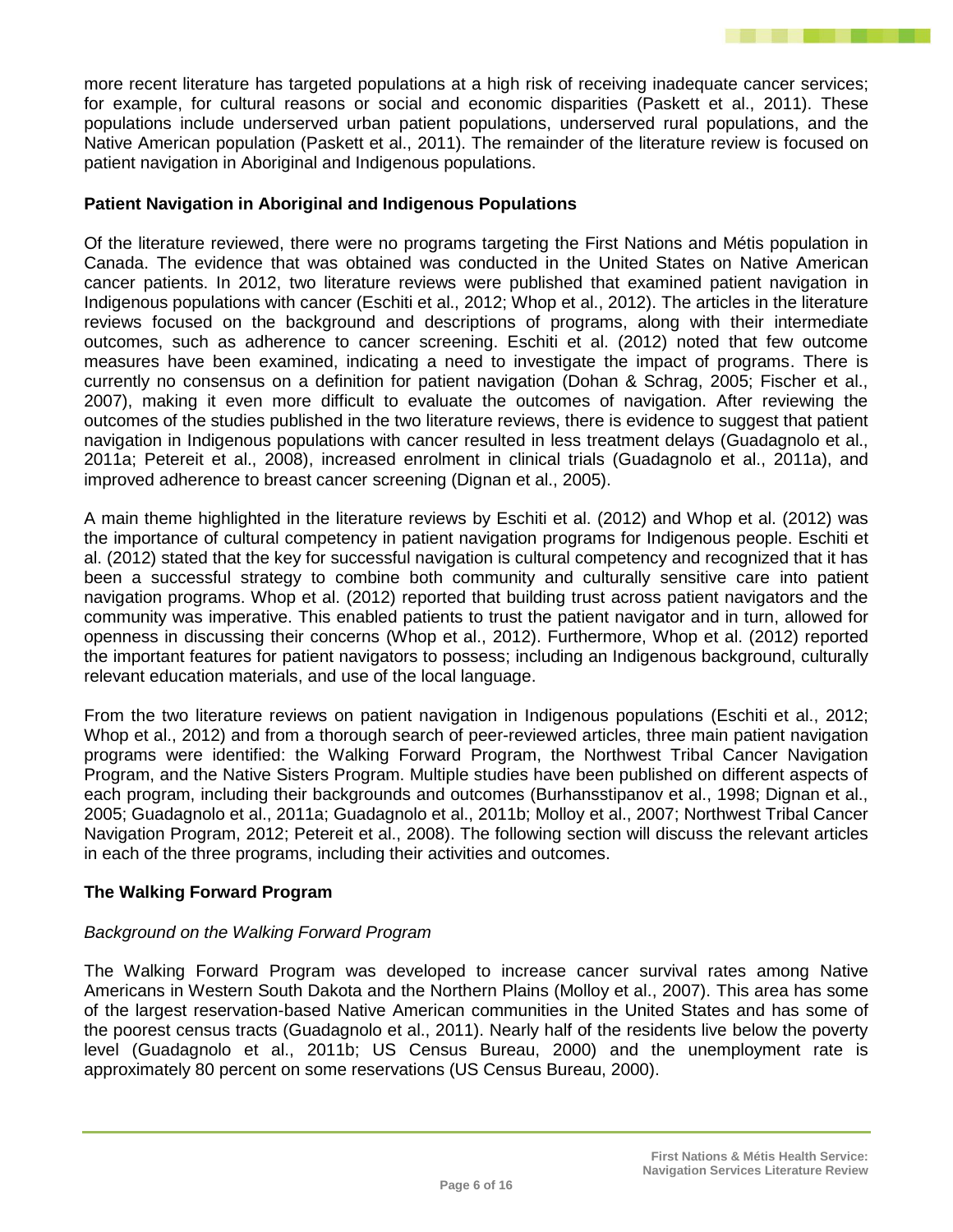more recent literature has targeted populations at a high risk of receiving inadequate cancer services; for example, for cultural reasons or social and economic disparities (Paskett et al., 2011). These populations include underserved urban patient populations, underserved rural populations, and the Native American population (Paskett et al., 2011). The remainder of the literature review is focused on patient navigation in Aboriginal and Indigenous populations.

**Patient Navigation in Aboriginal and Indigenous Populations**

Of the literature reviewed, there were no programs targeting the First Nations and Métis population in Canada. The evidence that was obtained was conducted in the United States on Native American cancer patients. In 2012, two literature reviews were published that examined patient navigation in Indigenous populations with cancer (Eschiti et al., 2012; Whop et al., 2012). The articles in the literature reviews focused on the background and descriptions of programs, along with their intermediate outcomes, such as adherence to cancer screening. Eschiti et al. (2012) noted that few outcome measures have been examined, indicating a need to investigate the impact of programs. There is currently no consensus on a definition for patient navigation (Dohan & Schrag, 2005; Fischer et al., 2007), making it even more difficult to evaluate the outcomes of navigation. After reviewing the outcomes of the studies published in the two literature reviews, there is evidence to suggest that patient navigation in Indigenous populations with cancer resulted in less treatment delays (Guadagnolo et al., 2011a; Petereit et al., 2008), increased enrolment in clinical trials (Guadagnolo et al., 2011a), and improved adherence to breast cancer screening (Dignan et al., 2005).

A main theme highlighted in the literature reviews by Eschiti et al. (2012) and Whop et al. (2012) was the importance of cultural competency in patient navigation programs for Indigenous people. Eschiti et al. (2012) stated that the key for successful navigation is cultural competency and recognized that it has been a successful strategy to combine both community and culturally sensitive care into patient navigation programs. Whop et al. (2012) reported that building trust across patient navigators and the community was imperative. This enabled patients to trust the patient navigator and in turn, allowed for openness in discussing their concerns (Whop et al., 2012). Furthermore, Whop et al. (2012) reported the important features for patient navigators to possess; including an Indigenous background, culturally relevant education materials, and use of the local language.

From the two literature reviews on patient navigation in Indigenous populations (Eschiti et al., 2012; Whop et al., 2012) and from a thorough search of peer-reviewed articles, three main patient navigation programs were identified: the Walking Forward Program, the Northwest Tribal Cancer Navigation Program, and the Native Sisters Program. Multiple studies have been published on different aspects of each program, including their backgrounds and outcomes (Burhansstipanov et al., 1998; Dignan et al., 2005; Guadagnolo et al., 2011a; Guadagnolo et al., 2011b; Molloy et al., 2007; Northwest Tribal Cancer Navigation Program, 2012; Petereit et al., 2008). The following section will discuss the relevant articles in each of the three programs, including their activities and outcomes.

**The Walking Forward Program**

*Background on the Walking Forward Program*

The Walking Forward Program was developed to increase cancer survival rates among Native Americans in Western South Dakota and the Northern Plains (Molloy et al., 2007). This area has some of the largest reservation-based Native American communities in the United States and has some of the poorest census tracts (Guadagnolo et al., 2011). Nearly half of the residents live below the poverty level (Guadagnolo et al., 2011b; US Census Bureau, 2000) and the unemployment rate is approximately 80 percent on some reservations (US Census Bureau, 2000).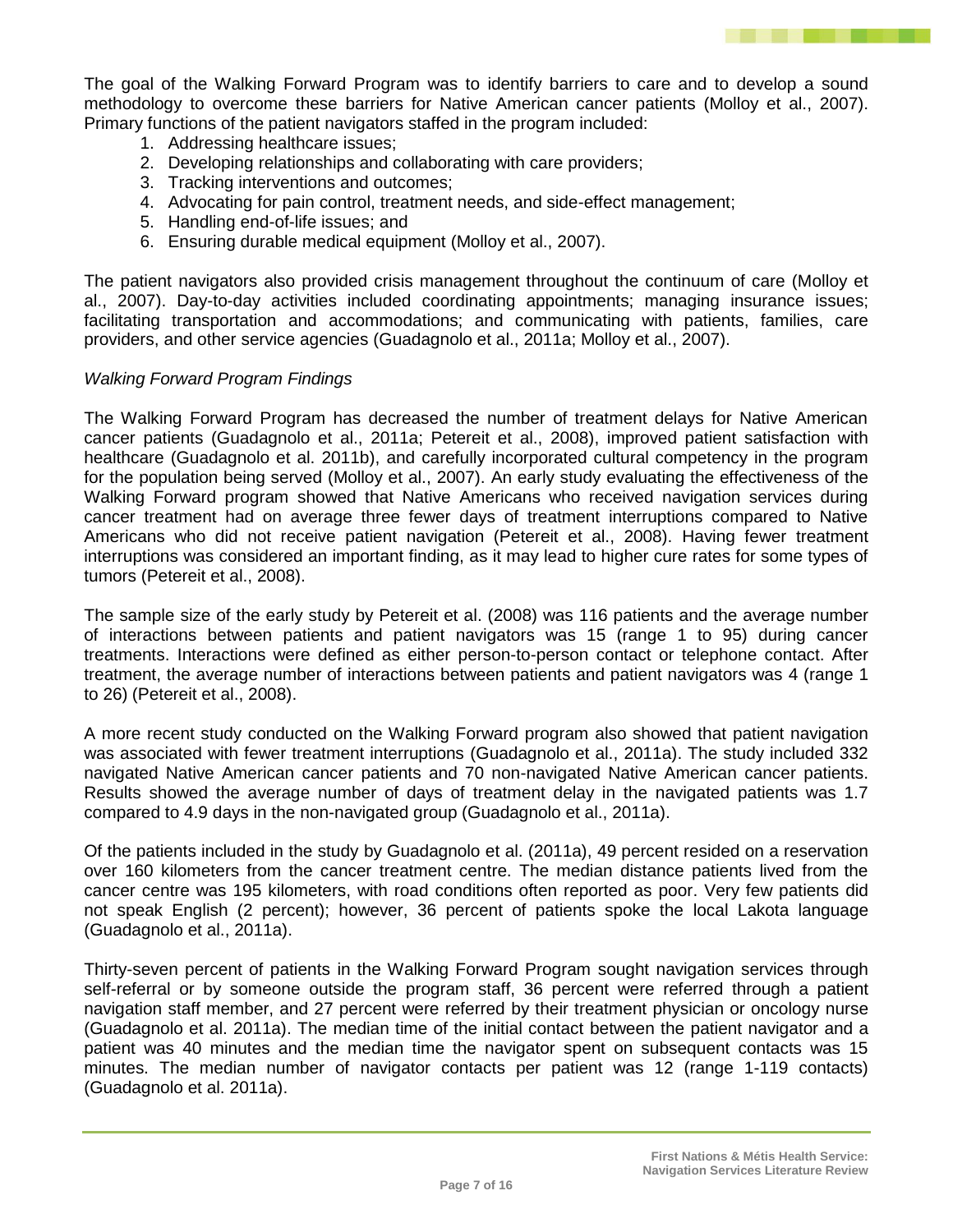The goal of the Walking Forward Program was to identify barriers to care and to develop a sound methodology to overcome these barriers for Native American cancer patients (Molloy et al., 2007). Primary functions of the patient navigators staffed in the program included:

1. Addressing healthcare issues;
2. Developing relationships and collaborating with care providers;
3. Tracking interventions and outcomes;
4. Advocating for pain control, treatment needs, and side-effect management;
5. Handling end-of-life issues; and
6. Ensuring durable medical equipment (Molloy et al., 2007).

The patient navigators also provided crisis management throughout the continuum of care (Molloy et al., 2007). Day-to-day activities included coordinating appointments; managing insurance issues; facilitating transportation and accommodations; and communicating with patients, families, care providers, and other service agencies (Guadagnolo et al., 2011a; Molloy et al., 2007).

*Walking Forward Program Findings*

The Walking Forward Program has decreased the number of treatment delays for Native American cancer patients (Guadagnolo et al., 2011a; Petereit et al., 2008), improved patient satisfaction with healthcare (Guadagnolo et al. 2011b), and carefully incorporated cultural competency in the program for the population being served (Molloy et al., 2007). An early study evaluating the effectiveness of the Walking Forward program showed that Native Americans who received navigation services during cancer treatment had on average three fewer days of treatment interruptions compared to Native Americans who did not receive patient navigation (Petereit et al., 2008). Having fewer treatment interruptions was considered an important finding, as it may lead to higher cure rates for some types of tumors (Petereit et al., 2008).

The sample size of the early study by Petereit et al. (2008) was 116 patients and the average number of interactions between patients and patient navigators was 15 (range 1 to 95) during cancer treatments. Interactions were defined as either person-to-person contact or telephone contact. After treatment, the average number of interactions between patients and patient navigators was 4 (range 1 to 26) (Petereit et al., 2008).

A more recent study conducted on the Walking Forward program also showed that patient navigation was associated with fewer treatment interruptions (Guadagnolo et al., 2011a). The study included 332 navigated Native American cancer patients and 70 non-navigated Native American cancer patients. Results showed the average number of days of treatment delay in the navigated patients was 1.7 compared to 4.9 days in the non-navigated group (Guadagnolo et al., 2011a).

Of the patients included in the study by Guadagnolo et al. (2011a), 49 percent resided on a reservation over 160 kilometers from the cancer treatment centre. The median distance patients lived from the cancer centre was 195 kilometers, with road conditions often reported as poor. Very few patients did not speak English (2 percent); however, 36 percent of patients spoke the local Lakota language (Guadagnolo et al., 2011a).

Thirty-seven percent of patients in the Walking Forward Program sought navigation services through self-referral or by someone outside the program staff, 36 percent were referred through a patient navigation staff member, and 27 percent were referred by their treatment physician or oncology nurse (Guadagnolo et al. 2011a). The median time of the initial contact between the patient navigator and a patient was 40 minutes and the median time the navigator spent on subsequent contacts was 15 minutes. The median number of navigator contacts per patient was 12 (range 1-119 contacts) (Guadagnolo et al. 2011a).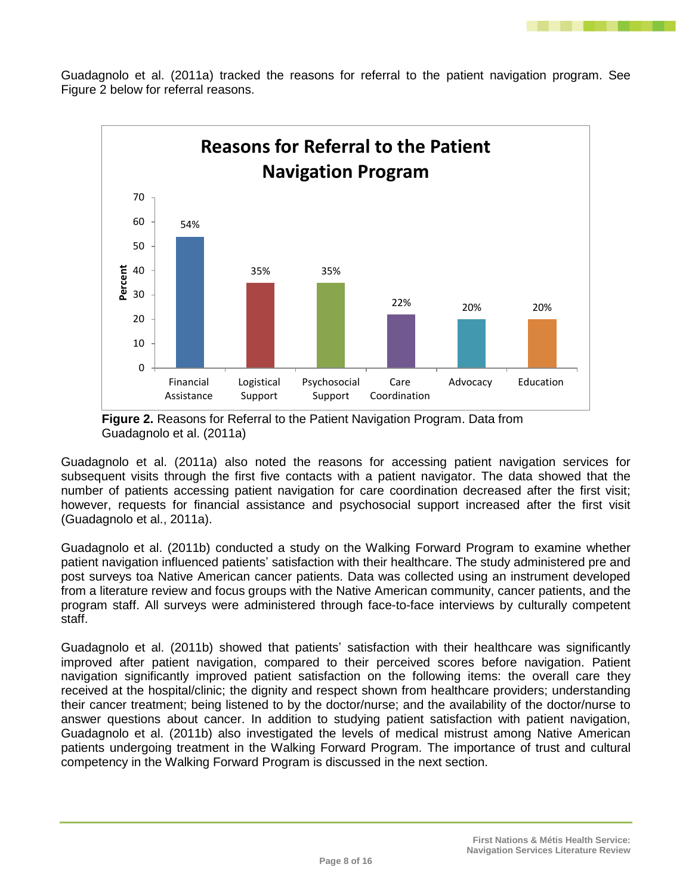Guadagnolo et al. (2011a) tracked the reasons for referral to the patient navigation program. See Figure 2 below for referral reasons.

| Reason | Percent |
|---|---|
| Financial Assistance | 54% |
| Logistical Support | 35% |
| Psychosocial Support | 35% |
| Care Coordination | 22% |
| Advocacy | 20% |
| Education | 20% |

**Figure 2.** Reasons for Referral to the Patient Navigation Program. Data from Guadagnolo et al. (2011a)

Guadagnolo et al. (2011a) also noted the reasons for accessing patient navigation services for subsequent visits through the first five contacts with a patient navigator. The data showed that the number of patients accessing patient navigation for care coordination decreased after the first visit; however, requests for financial assistance and psychosocial support increased after the first visit (Guadagnolo et al., 2011a).

Guadagnolo et al. (2011b) conducted a study on the Walking Forward Program to examine whether patient navigation influenced patients' satisfaction with their healthcare. The study administered pre and post surveys toa Native American cancer patients. Data was collected using an instrument developed from a literature review and focus groups with the Native American community, cancer patients, and the program staff. All surveys were administered through face-to-face interviews by culturally competent staff.

Guadagnolo et al. (2011b) showed that patients' satisfaction with their healthcare was significantly improved after patient navigation, compared to their perceived scores before navigation. Patient navigation significantly improved patient satisfaction on the following items: the overall care they received at the hospital/clinic; the dignity and respect shown from healthcare providers; understanding their cancer treatment; being listened to by the doctor/nurse; and the availability of the doctor/nurse to answer questions about cancer. In addition to studying patient satisfaction with patient navigation, Guadagnolo et al. (2011b) also investigated the levels of medical mistrust among Native American patients undergoing treatment in the Walking Forward Program. The importance of trust and cultural competency in the Walking Forward Program is discussed in the next section.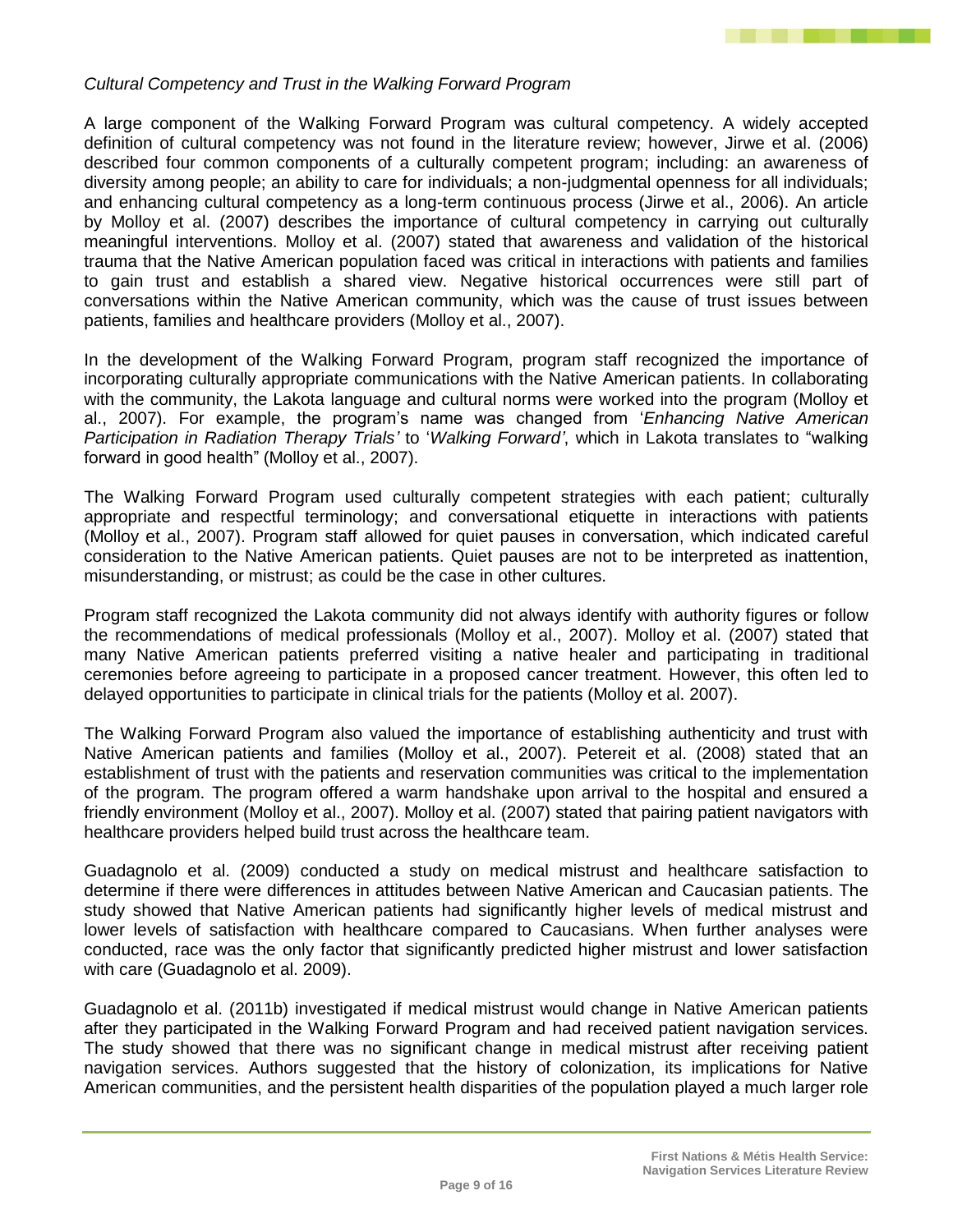*Cultural Competency and Trust in the Walking Forward Program*

A large component of the Walking Forward Program was cultural competency. A widely accepted definition of cultural competency was not found in the literature review; however, Jirwe et al. (2006) described four common components of a culturally competent program; including: an awareness of diversity among people; an ability to care for individuals; a non-judgmental openness for all individuals; and enhancing cultural competency as a long-term continuous process (Jirwe et al., 2006). An article by Molloy et al. (2007) describes the importance of cultural competency in carrying out culturally meaningful interventions. Molloy et al. (2007) stated that awareness and validation of the historical trauma that the Native American population faced was critical in interactions with patients and families to gain trust and establish a shared view. Negative historical occurrences were still part of conversations within the Native American community, which was the cause of trust issues between patients, families and healthcare providers (Molloy et al., 2007).

In the development of the Walking Forward Program, program staff recognized the importance of incorporating culturally appropriate communications with the Native American patients. In collaborating with the community, the Lakota language and cultural norms were worked into the program (Molloy et al., 2007). For example, the program's name was changed from '*Enhancing Native American Participation in Radiation Therapy Trials'* to '*Walking Forward'*, which in Lakota translates to "walking forward in good health" (Molloy et al., 2007).

The Walking Forward Program used culturally competent strategies with each patient; culturally appropriate and respectful terminology; and conversational etiquette in interactions with patients (Molloy et al., 2007). Program staff allowed for quiet pauses in conversation, which indicated careful consideration to the Native American patients. Quiet pauses are not to be interpreted as inattention, misunderstanding, or mistrust; as could be the case in other cultures.

Program staff recognized the Lakota community did not always identify with authority figures or follow the recommendations of medical professionals (Molloy et al., 2007). Molloy et al. (2007) stated that many Native American patients preferred visiting a native healer and participating in traditional ceremonies before agreeing to participate in a proposed cancer treatment. However, this often led to delayed opportunities to participate in clinical trials for the patients (Molloy et al. 2007).

The Walking Forward Program also valued the importance of establishing authenticity and trust with Native American patients and families (Molloy et al., 2007). Petereit et al. (2008) stated that an establishment of trust with the patients and reservation communities was critical to the implementation of the program. The program offered a warm handshake upon arrival to the hospital and ensured a friendly environment (Molloy et al., 2007). Molloy et al. (2007) stated that pairing patient navigators with healthcare providers helped build trust across the healthcare team.

Guadagnolo et al. (2009) conducted a study on medical mistrust and healthcare satisfaction to determine if there were differences in attitudes between Native American and Caucasian patients. The study showed that Native American patients had significantly higher levels of medical mistrust and lower levels of satisfaction with healthcare compared to Caucasians. When further analyses were conducted, race was the only factor that significantly predicted higher mistrust and lower satisfaction with care (Guadagnolo et al. 2009).

Guadagnolo et al. (2011b) investigated if medical mistrust would change in Native American patients after they participated in the Walking Forward Program and had received patient navigation services. The study showed that there was no significant change in medical mistrust after receiving patient navigation services. Authors suggested that the history of colonization, its implications for Native American communities, and the persistent health disparities of the population played a much larger role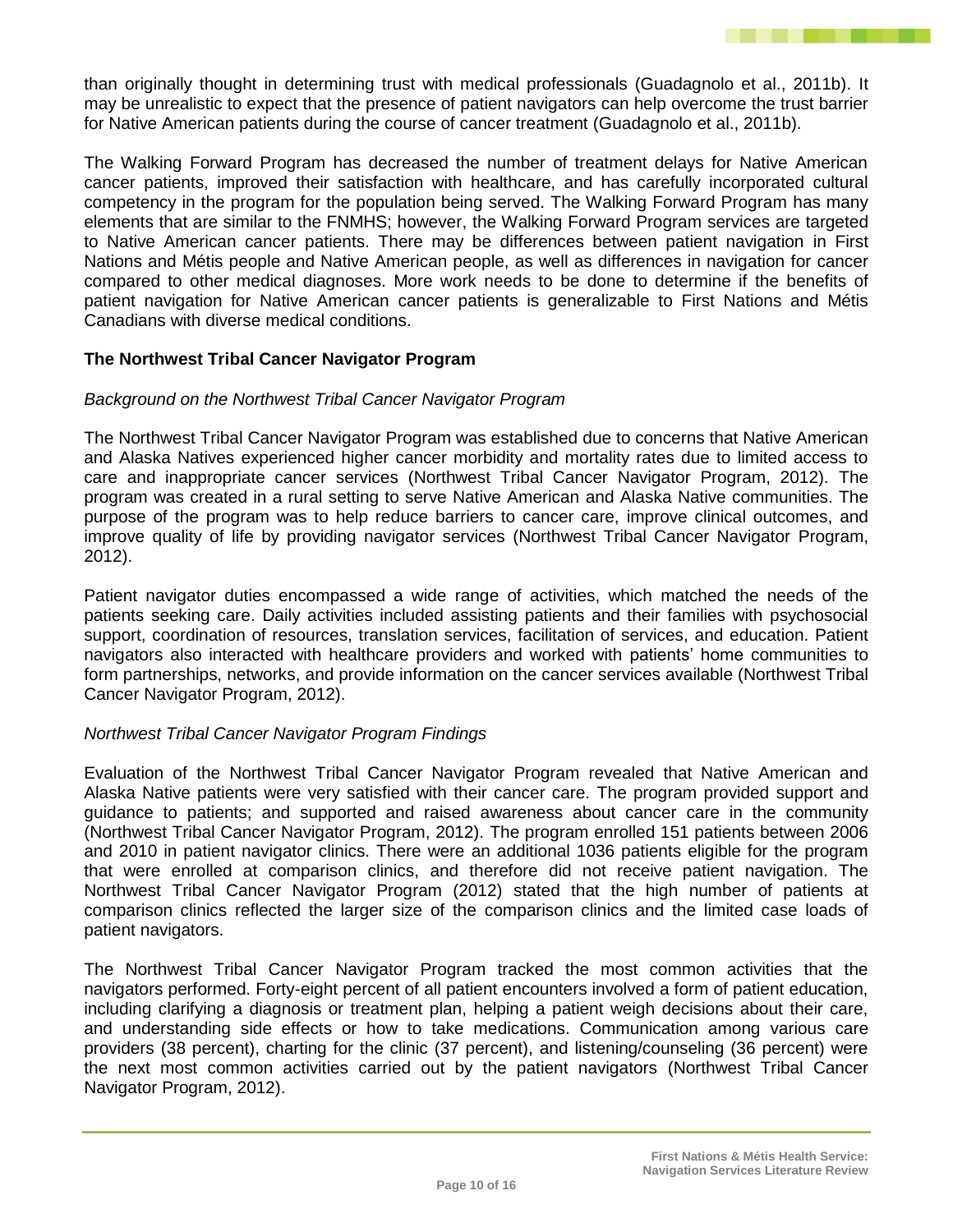than originally thought in determining trust with medical professionals (Guadagnolo et al., 2011b). It may be unrealistic to expect that the presence of patient navigators can help overcome the trust barrier for Native American patients during the course of cancer treatment (Guadagnolo et al., 2011b).

The Walking Forward Program has decreased the number of treatment delays for Native American cancer patients, improved their satisfaction with healthcare, and has carefully incorporated cultural competency in the program for the population being served. The Walking Forward Program has many elements that are similar to the FNMHS; however, the Walking Forward Program services are targeted to Native American cancer patients. There may be differences between patient navigation in First Nations and Métis people and Native American people, as well as differences in navigation for cancer compared to other medical diagnoses. More work needs to be done to determine if the benefits of patient navigation for Native American cancer patients is generalizable to First Nations and Métis Canadians with diverse medical conditions.

**The Northwest Tribal Cancer Navigator Program**

*Background on the Northwest Tribal Cancer Navigator Program*

The Northwest Tribal Cancer Navigator Program was established due to concerns that Native American and Alaska Natives experienced higher cancer morbidity and mortality rates due to limited access to care and inappropriate cancer services (Northwest Tribal Cancer Navigator Program, 2012). The program was created in a rural setting to serve Native American and Alaska Native communities. The purpose of the program was to help reduce barriers to cancer care, improve clinical outcomes, and improve quality of life by providing navigator services (Northwest Tribal Cancer Navigator Program, 2012).

Patient navigator duties encompassed a wide range of activities, which matched the needs of the patients seeking care. Daily activities included assisting patients and their families with psychosocial support, coordination of resources, translation services, facilitation of services, and education. Patient navigators also interacted with healthcare providers and worked with patients' home communities to form partnerships, networks, and provide information on the cancer services available (Northwest Tribal Cancer Navigator Program, 2012).

*Northwest Tribal Cancer Navigator Program Findings*

Evaluation of the Northwest Tribal Cancer Navigator Program revealed that Native American and Alaska Native patients were very satisfied with their cancer care. The program provided support and guidance to patients; and supported and raised awareness about cancer care in the community (Northwest Tribal Cancer Navigator Program, 2012). The program enrolled 151 patients between 2006 and 2010 in patient navigator clinics. There were an additional 1036 patients eligible for the program that were enrolled at comparison clinics, and therefore did not receive patient navigation. The Northwest Tribal Cancer Navigator Program (2012) stated that the high number of patients at comparison clinics reflected the larger size of the comparison clinics and the limited case loads of patient navigators.

The Northwest Tribal Cancer Navigator Program tracked the most common activities that the navigators performed. Forty-eight percent of all patient encounters involved a form of patient education, including clarifying a diagnosis or treatment plan, helping a patient weigh decisions about their care, and understanding side effects or how to take medications. Communication among various care providers (38 percent), charting for the clinic (37 percent), and listening/counseling (36 percent) were the next most common activities carried out by the patient navigators (Northwest Tribal Cancer Navigator Program, 2012).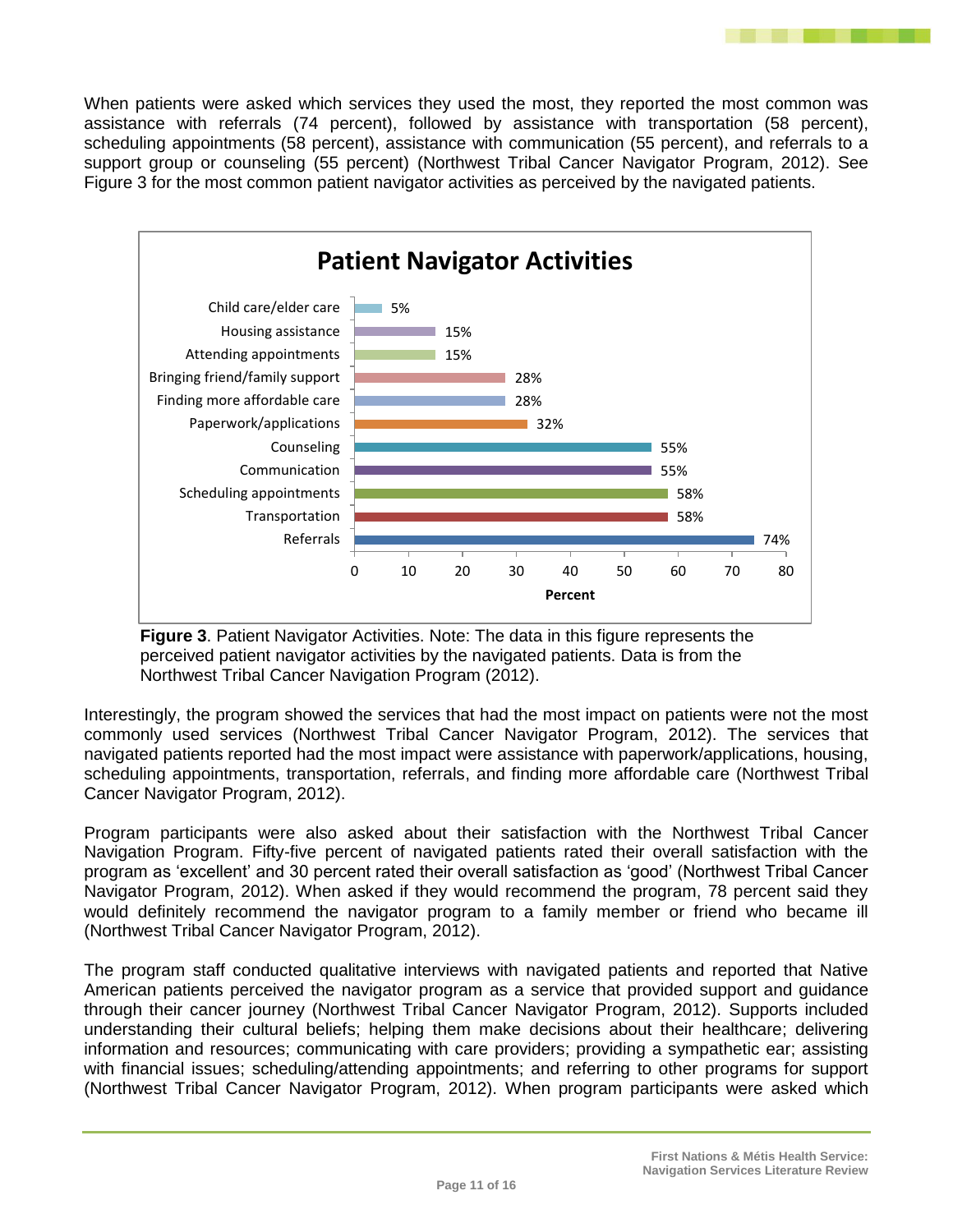When patients were asked which services they used the most, they reported the most common was assistance with referrals (74 percent), followed by assistance with transportation (58 percent), scheduling appointments (58 percent), assistance with communication (55 percent), and referrals to a support group or counseling (55 percent) (Northwest Tribal Cancer Navigator Program, 2012). See Figure 3 for the most common patient navigator activities as perceived by the navigated patients.

**Patient Navigator Activities**

| Activity | Percent |
| --- | --- |
| Child care/elder care | 5% |
| Housing assistance | 15% |
| Attending appointments | 15% |
| Bringing friend/family support | 28% |
| Finding more affordable care | 28% |
| Paperwork/applications | 32% |
| Counseling | 55% |
| Communication | 55% |
| Scheduling appointments | 58% |
| Transportation | 58% |
| Referrals | 74% |

**Figure 3**. Patient Navigator Activities. Note: The data in this figure represents the perceived patient navigator activities by the navigated patients. Data is from the Northwest Tribal Cancer Navigation Program (2012).

Interestingly, the program showed the services that had the most impact on patients were not the most commonly used services (Northwest Tribal Cancer Navigator Program, 2012). The services that navigated patients reported had the most impact were assistance with paperwork/applications, housing, scheduling appointments, transportation, referrals, and finding more affordable care (Northwest Tribal Cancer Navigator Program, 2012).

Program participants were also asked about their satisfaction with the Northwest Tribal Cancer Navigation Program. Fifty-five percent of navigated patients rated their overall satisfaction with the program as 'excellent' and 30 percent rated their overall satisfaction as 'good' (Northwest Tribal Cancer Navigator Program, 2012). When asked if they would recommend the program, 78 percent said they would definitely recommend the navigator program to a family member or friend who became ill (Northwest Tribal Cancer Navigator Program, 2012).

The program staff conducted qualitative interviews with navigated patients and reported that Native American patients perceived the navigator program as a service that provided support and guidance through their cancer journey (Northwest Tribal Cancer Navigator Program, 2012). Supports included understanding their cultural beliefs; helping them make decisions about their healthcare; delivering information and resources; communicating with care providers; providing a sympathetic ear; assisting with financial issues; scheduling/attending appointments; and referring to other programs for support (Northwest Tribal Cancer Navigator Program, 2012). When program participants were asked which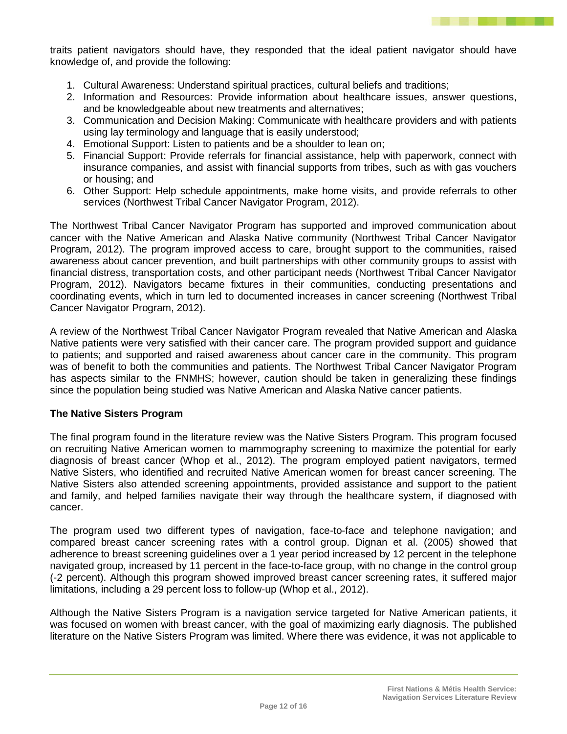traits patient navigators should have, they responded that the ideal patient navigator should have knowledge of, and provide the following:

1. Cultural Awareness: Understand spiritual practices, cultural beliefs and traditions;
2. Information and Resources: Provide information about healthcare issues, answer questions, and be knowledgeable about new treatments and alternatives;
3. Communication and Decision Making: Communicate with healthcare providers and with patients using lay terminology and language that is easily understood;
4. Emotional Support: Listen to patients and be a shoulder to lean on;
5. Financial Support: Provide referrals for financial assistance, help with paperwork, connect with insurance companies, and assist with financial supports from tribes, such as with gas vouchers or housing; and
6. Other Support: Help schedule appointments, make home visits, and provide referrals to other services (Northwest Tribal Cancer Navigator Program, 2012).

The Northwest Tribal Cancer Navigator Program has supported and improved communication about cancer with the Native American and Alaska Native community (Northwest Tribal Cancer Navigator Program, 2012). The program improved access to care, brought support to the communities, raised awareness about cancer prevention, and built partnerships with other community groups to assist with financial distress, transportation costs, and other participant needs (Northwest Tribal Cancer Navigator Program, 2012). Navigators became fixtures in their communities, conducting presentations and coordinating events, which in turn led to documented increases in cancer screening (Northwest Tribal Cancer Navigator Program, 2012).

A review of the Northwest Tribal Cancer Navigator Program revealed that Native American and Alaska Native patients were very satisfied with their cancer care. The program provided support and guidance to patients; and supported and raised awareness about cancer care in the community. This program was of benefit to both the communities and patients. The Northwest Tribal Cancer Navigator Program has aspects similar to the FNMHS; however, caution should be taken in generalizing these findings since the population being studied was Native American and Alaska Native cancer patients.

**The Native Sisters Program**

The final program found in the literature review was the Native Sisters Program. This program focused on recruiting Native American women to mammography screening to maximize the potential for early diagnosis of breast cancer (Whop et al., 2012). The program employed patient navigators, termed Native Sisters, who identified and recruited Native American women for breast cancer screening. The Native Sisters also attended screening appointments, provided assistance and support to the patient and family, and helped families navigate their way through the healthcare system, if diagnosed with cancer.

The program used two different types of navigation, face-to-face and telephone navigation; and compared breast cancer screening rates with a control group. Dignan et al. (2005) showed that adherence to breast screening guidelines over a 1 year period increased by 12 percent in the telephone navigated group, increased by 11 percent in the face-to-face group, with no change in the control group (-2 percent). Although this program showed improved breast cancer screening rates, it suffered major limitations, including a 29 percent loss to follow-up (Whop et al., 2012).

Although the Native Sisters Program is a navigation service targeted for Native American patients, it was focused on women with breast cancer, with the goal of maximizing early diagnosis. The published literature on the Native Sisters Program was limited. Where there was evidence, it was not applicable to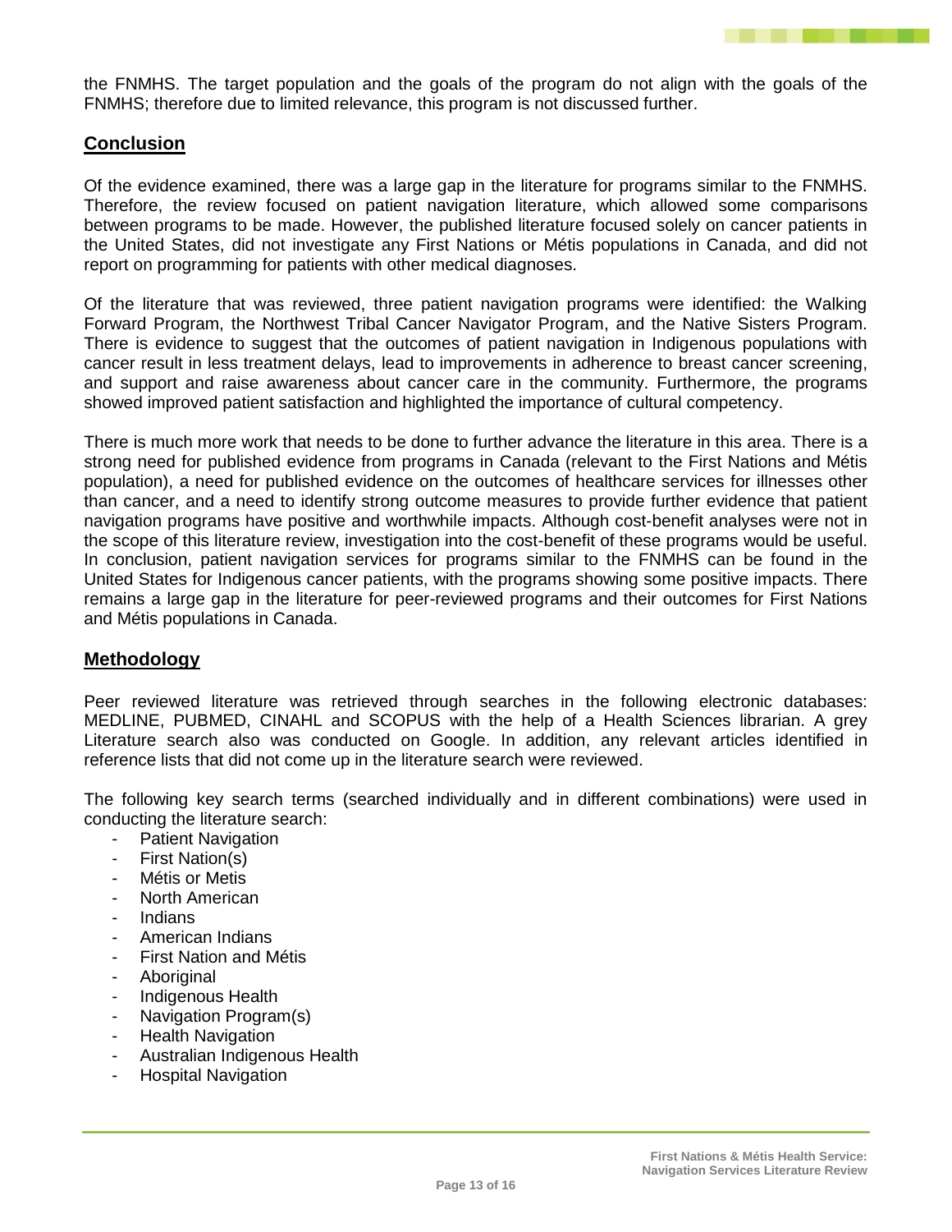the FNMHS. The target population and the goals of the program do not align with the goals of the FNMHS; therefore due to limited relevance, this program is not discussed further.

## Conclusion

Of the evidence examined, there was a large gap in the literature for programs similar to the FNMHS. Therefore, the review focused on patient navigation literature, which allowed some comparisons between programs to be made. However, the published literature focused solely on cancer patients in the United States, did not investigate any First Nations or Métis populations in Canada, and did not report on programming for patients with other medical diagnoses.

Of the literature that was reviewed, three patient navigation programs were identified: the Walking Forward Program, the Northwest Tribal Cancer Navigator Program, and the Native Sisters Program. There is evidence to suggest that the outcomes of patient navigation in Indigenous populations with cancer result in less treatment delays, lead to improvements in adherence to breast cancer screening, and support and raise awareness about cancer care in the community. Furthermore, the programs showed improved patient satisfaction and highlighted the importance of cultural competency.

There is much more work that needs to be done to further advance the literature in this area. There is a strong need for published evidence from programs in Canada (relevant to the First Nations and Métis population), a need for published evidence on the outcomes of healthcare services for illnesses other than cancer, and a need to identify strong outcome measures to provide further evidence that patient navigation programs have positive and worthwhile impacts. Although cost-benefit analyses were not in the scope of this literature review, investigation into the cost-benefit of these programs would be useful. In conclusion, patient navigation services for programs similar to the FNMHS can be found in the United States for Indigenous cancer patients, with the programs showing some positive impacts. There remains a large gap in the literature for peer-reviewed programs and their outcomes for First Nations and Métis populations in Canada.

## Methodology

Peer reviewed literature was retrieved through searches in the following electronic databases: MEDLINE, PUBMED, CINAHL and SCOPUS with the help of a Health Sciences librarian. A grey Literature search also was conducted on Google. In addition, any relevant articles identified in reference lists that did not come up in the literature search were reviewed.

The following key search terms (searched individually and in different combinations) were used in conducting the literature search:

- Patient Navigation
- First Nation(s)
- Métis or Metis
- North American
- Indians
- American Indians
- First Nation and Métis
- Aboriginal
- Indigenous Health
- Navigation Program(s)
- Health Navigation
- Australian Indigenous Health
- Hospital Navigation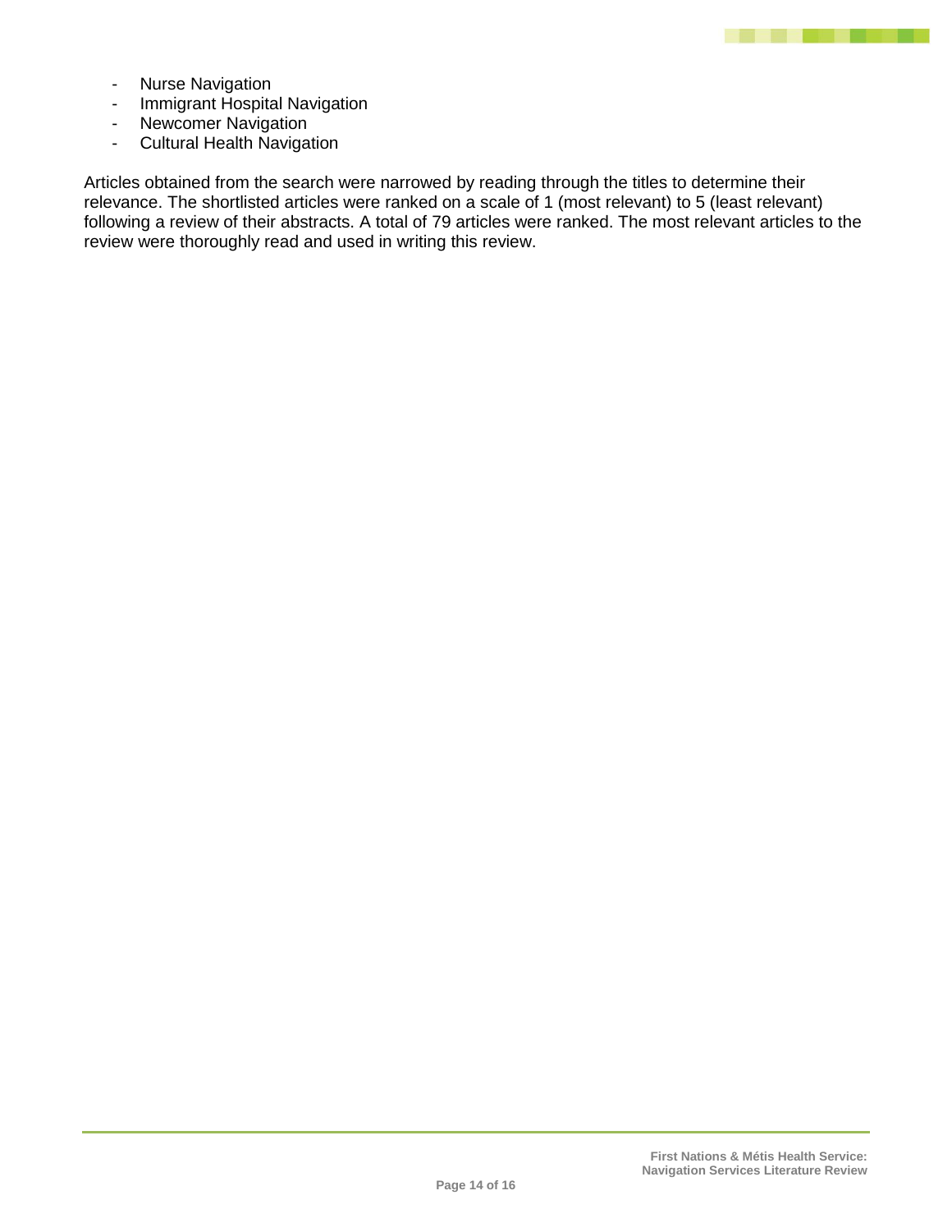- Nurse Navigation
- Immigrant Hospital Navigation
- Newcomer Navigation
- Cultural Health Navigation

Articles obtained from the search were narrowed by reading through the titles to determine their relevance. The shortlisted articles were ranked on a scale of 1 (most relevant) to 5 (least relevant) following a review of their abstracts. A total of 79 articles were ranked. The most relevant articles to the review were thoroughly read and used in writing this review.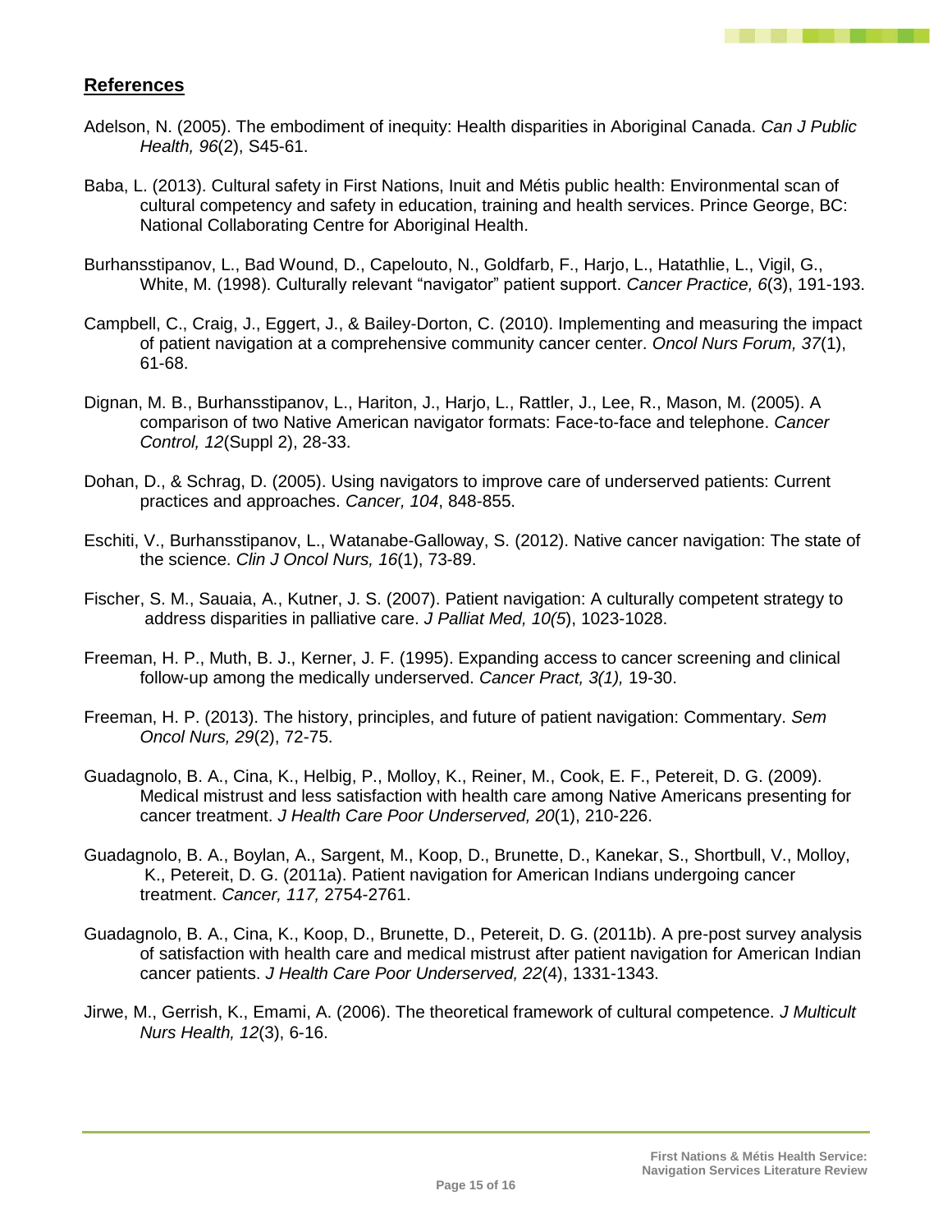## References

Adelson, N. (2005). The embodiment of inequity: Health disparities in Aboriginal Canada. *Can J Public Health, 96*(2), S45-61.

Baba, L. (2013). Cultural safety in First Nations, Inuit and Métis public health: Environmental scan of cultural competency and safety in education, training and health services. Prince George, BC: National Collaborating Centre for Aboriginal Health.

Burhansstipanov, L., Bad Wound, D., Capelouto, N., Goldfarb, F., Harjo, L., Hatathlie, L., Vigil, G., White, M. (1998). Culturally relevant "navigator" patient support. *Cancer Practice, 6*(3), 191-193.

Campbell, C., Craig, J., Eggert, J., & Bailey-Dorton, C. (2010). Implementing and measuring the impact of patient navigation at a comprehensive community cancer center. *Oncol Nurs Forum, 37*(1), 61-68.

Dignan, M. B., Burhansstipanov, L., Hariton, J., Harjo, L., Rattler, J., Lee, R., Mason, M. (2005). A comparison of two Native American navigator formats: Face-to-face and telephone. *Cancer Control, 12*(Suppl 2), 28-33.

Dohan, D., & Schrag, D. (2005). Using navigators to improve care of underserved patients: Current practices and approaches. *Cancer, 104*, 848-855.

Eschiti, V., Burhansstipanov, L., Watanabe-Galloway, S. (2012). Native cancer navigation: The state of the science. *Clin J Oncol Nurs, 16*(1), 73-89.

Fischer, S. M., Sauaia, A., Kutner, J. S. (2007). Patient navigation: A culturally competent strategy to address disparities in palliative care. *J Palliat Med, 10(5*), 1023-1028.

Freeman, H. P., Muth, B. J., Kerner, J. F. (1995). Expanding access to cancer screening and clinical follow-up among the medically underserved. *Cancer Pract, 3(1),* 19-30.

Freeman, H. P. (2013). The history, principles, and future of patient navigation: Commentary. *Sem Oncol Nurs, 29*(2), 72-75.

Guadagnolo, B. A., Cina, K., Helbig, P., Molloy, K., Reiner, M., Cook, E. F., Petereit, D. G. (2009). Medical mistrust and less satisfaction with health care among Native Americans presenting for cancer treatment. *J Health Care Poor Underserved, 20*(1), 210-226.

Guadagnolo, B. A., Boylan, A., Sargent, M., Koop, D., Brunette, D., Kanekar, S., Shortbull, V., Molloy, K., Petereit, D. G. (2011a). Patient navigation for American Indians undergoing cancer treatment. *Cancer, 117,* 2754-2761.

Guadagnolo, B. A., Cina, K., Koop, D., Brunette, D., Petereit, D. G. (2011b). A pre-post survey analysis of satisfaction with health care and medical mistrust after patient navigation for American Indian cancer patients. *J Health Care Poor Underserved, 22*(4), 1331-1343.

Jirwe, M., Gerrish, K., Emami, A. (2006). The theoretical framework of cultural competence. *J Multicult Nurs Health, 12*(3), 6-16.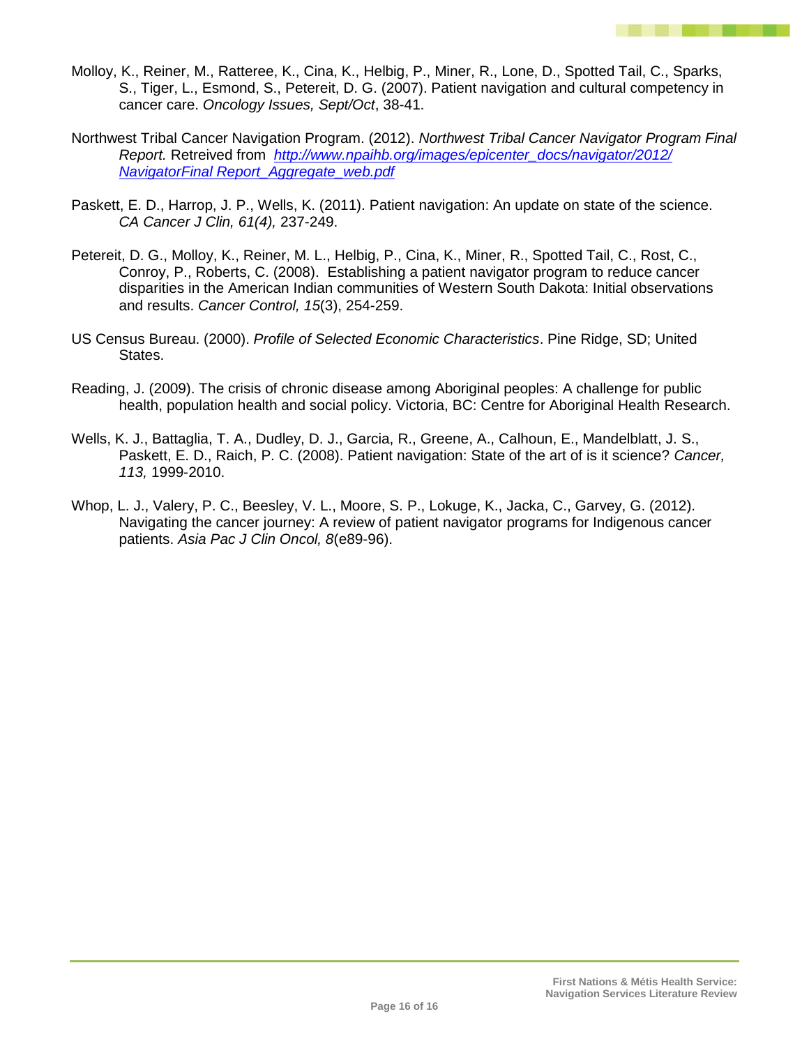Molloy, K., Reiner, M., Ratteree, K., Cina, K., Helbig, P., Miner, R., Lone, D., Spotted Tail, C., Sparks, S., Tiger, L., Esmond, S., Petereit, D. G. (2007). Patient navigation and cultural competency in cancer care. *Oncology Issues, Sept/Oct*, 38-41.

Northwest Tribal Cancer Navigation Program. (2012). *Northwest Tribal Cancer Navigator Program Final Report.* Retreived from *http://www.npaihb.org/images/epicenter_docs/navigator/2012/NavigatorFinal Report_Aggregate_web.pdf*

Paskett, E. D., Harrop, J. P., Wells, K. (2011). Patient navigation: An update on state of the science. *CA Cancer J Clin, 61(4),* 237-249.

Petereit, D. G., Molloy, K., Reiner, M. L., Helbig, P., Cina, K., Miner, R., Spotted Tail, C., Rost, C., Conroy, P., Roberts, C. (2008). Establishing a patient navigator program to reduce cancer disparities in the American Indian communities of Western South Dakota: Initial observations and results. *Cancer Control, 15*(3), 254-259.

US Census Bureau. (2000). *Profile of Selected Economic Characteristics*. Pine Ridge, SD; United States.

Reading, J. (2009). The crisis of chronic disease among Aboriginal peoples: A challenge for public health, population health and social policy. Victoria, BC: Centre for Aboriginal Health Research.

Wells, K. J., Battaglia, T. A., Dudley, D. J., Garcia, R., Greene, A., Calhoun, E., Mandelblatt, J. S., Paskett, E. D., Raich, P. C. (2008). Patient navigation: State of the art of is it science? *Cancer, 113,* 1999-2010.

Whop, L. J., Valery, P. C., Beesley, V. L., Moore, S. P., Lokuge, K., Jacka, C., Garvey, G. (2012). Navigating the cancer journey: A review of patient navigator programs for Indigenous cancer patients. *Asia Pac J Clin Oncol, 8*(e89-96).